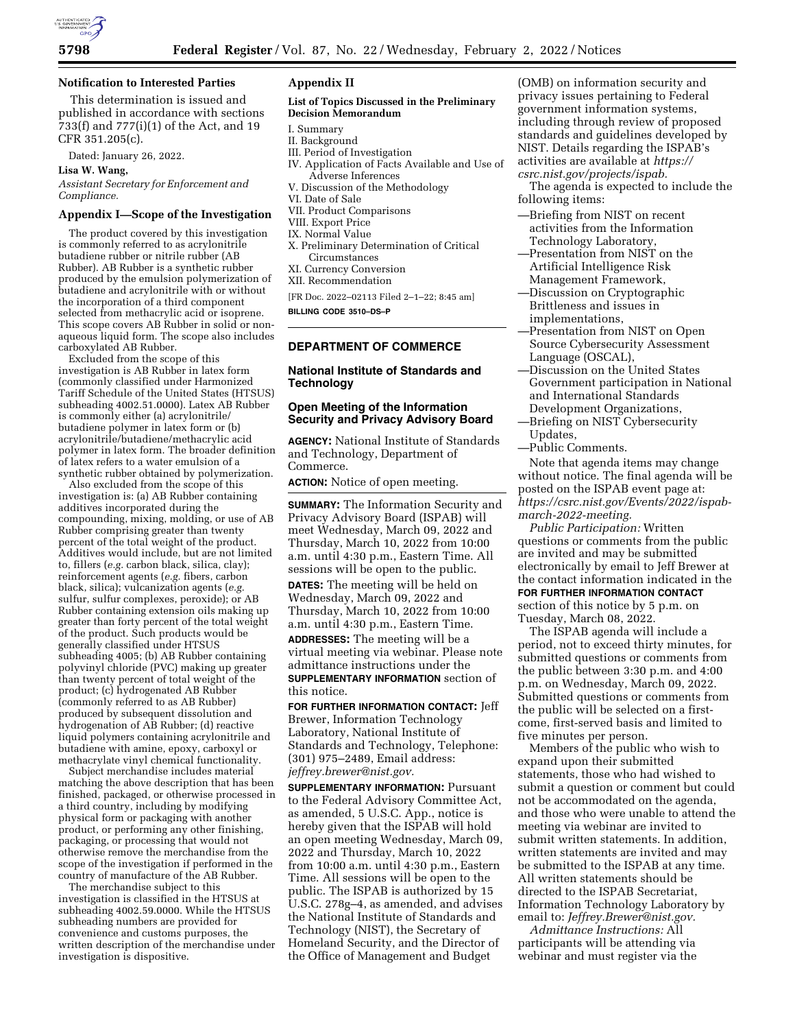## Notification to Interested Parties

This determination is issued and published in accordance with sections 733(f) and 777(i)(1) of the Act, and 19 CFR 351.205(c).

Dated: January 26, 2022.

**Lisa W. Wang,**

*Assistant Secretary for Enforcement and Compliance.*

## Appendix I—Scope of the Investigation

The product covered by this investigation is commonly referred to as acrylonitrile butadiene rubber or nitrile rubber (AB Rubber). AB Rubber is a synthetic rubber produced by the emulsion polymerization of butadiene and acrylonitrile with or without the incorporation of a third component selected from methacrylic acid or isoprene. This scope covers AB Rubber in solid or non-aqueous liquid form. The scope also includes carboxylated AB Rubber.

Excluded from the scope of this investigation is AB Rubber in latex form (commonly classified under Harmonized Tariff Schedule of the United States (HTSUS) subheading 4002.51.0000). Latex AB Rubber is commonly either (a) acrylonitrile/butadiene polymer in latex form or (b) acrylonitrile/butadiene/methacrylic acid polymer in latex form. The broader definition of latex refers to a water emulsion of a synthetic rubber obtained by polymerization.

Also excluded from the scope of this investigation is: (a) AB Rubber containing additives incorporated during the compounding, mixing, molding, or use of AB Rubber comprising greater than twenty percent of the total weight of the product. Additives would include, but are not limited to, fillers (*e.g.* carbon black, silica, clay); reinforcement agents (*e.g.* fibers, carbon black, silica); vulcanization agents (*e.g.* sulfur, sulfur complexes, peroxide); or AB Rubber containing extension oils making up greater than forty percent of the total weight of the product. Such products would be generally classified under HTSUS subheading 4005; (b) AB Rubber containing polyvinyl chloride (PVC) making up greater than twenty percent of total weight of the product; (c) hydrogenated AB Rubber (commonly referred to as AB Rubber) produced by subsequent dissolution and hydrogenation of AB Rubber; (d) reactive liquid polymers containing acrylonitrile and butadiene with amine, epoxy, carboxyl or methacrylate vinyl chemical functionality.

Subject merchandise includes material matching the above description that has been finished, packaged, or otherwise processed in a third country, including by modifying physical form or packaging with another product, or performing any other finishing, packaging, or processing that would not otherwise remove the merchandise from the scope of the investigation if performed in the country of manufacture of the AB Rubber.

The merchandise subject to this investigation is classified in the HTSUS at subheading 4002.59.0000. While the HTSUS subheading numbers are provided for convenience and customs purposes, the written description of the merchandise under investigation is dispositive.

## Appendix II

### List of Topics Discussed in the Preliminary Decision Memorandum

I. Summary
II. Background
III. Period of Investigation
IV. Application of Facts Available and Use of Adverse Inferences
V. Discussion of the Methodology
VI. Date of Sale
VII. Product Comparisons
VIII. Export Price
IX. Normal Value
X. Preliminary Determination of Critical Circumstances
XI. Currency Conversion
XII. Recommendation

[FR Doc. 2022–02113 Filed 2–1–22; 8:45 am]

**BILLING CODE 3510–DS–P**

---

# DEPARTMENT OF COMMERCE

## National Institute of Standards and Technology

## Open Meeting of the Information Security and Privacy Advisory Board

**AGENCY:** National Institute of Standards and Technology, Department of Commerce.

**ACTION:** Notice of open meeting.

**SUMMARY:** The Information Security and Privacy Advisory Board (ISPAB) will meet Wednesday, March 09, 2022 and Thursday, March 10, 2022 from 10:00 a.m. until 4:30 p.m., Eastern Time. All sessions will be open to the public.

**DATES:** The meeting will be held on Wednesday, March 09, 2022 and Thursday, March 10, 2022 from 10:00 a.m. until 4:30 p.m., Eastern Time.

**ADDRESSES:** The meeting will be a virtual meeting via webinar. Please note admittance instructions under the **SUPPLEMENTARY INFORMATION** section of this notice.

**FOR FURTHER INFORMATION CONTACT:** Jeff Brewer, Information Technology Laboratory, National Institute of Standards and Technology, Telephone: (301) 975–2489, Email address: *jeffrey.brewer@nist.gov.*

**SUPPLEMENTARY INFORMATION:** Pursuant to the Federal Advisory Committee Act, as amended, 5 U.S.C. App., notice is hereby given that the ISPAB will hold an open meeting Wednesday, March 09, 2022 and Thursday, March 10, 2022 from 10:00 a.m. until 4:30 p.m., Eastern Time. All sessions will be open to the public. The ISPAB is authorized by 15 U.S.C. 278g–4, as amended, and advises the National Institute of Standards and Technology (NIST), the Secretary of Homeland Security, and the Director of the Office of Management and Budget (OMB) on information security and privacy issues pertaining to Federal government information systems, including through review of proposed standards and guidelines developed by NIST. Details regarding the ISPAB's activities are available at *https://csrc.nist.gov/projects/ispab.*

The agenda is expected to include the following items:

- —Briefing from NIST on recent activities from the Information Technology Laboratory,
- —Presentation from NIST on the Artificial Intelligence Risk Management Framework,
- —Discussion on Cryptographic Brittleness and issues in implementations,
- —Presentation from NIST on Open Source Cybersecurity Assessment Language (OSCAL),
- —Discussion on the United States Government participation in National and International Standards Development Organizations,
- —Briefing on NIST Cybersecurity Updates,
- —Public Comments.

Note that agenda items may change without notice. The final agenda will be posted on the ISPAB event page at: *https://csrc.nist.gov/Events/2022/ispab-march-2022-meeting.*

*Public Participation:* Written questions or comments from the public are invited and may be submitted electronically by email to Jeff Brewer at the contact information indicated in the **FOR FURTHER INFORMATION CONTACT** section of this notice by 5 p.m. on Tuesday, March 08, 2022.

The ISPAB agenda will include a period, not to exceed thirty minutes, for submitted questions or comments from the public between 3:30 p.m. and 4:00 p.m. on Wednesday, March 09, 2022. Submitted questions or comments from the public will be selected on a first-come, first-served basis and limited to five minutes per person.

Members of the public who wish to expand upon their submitted statements, those who had wished to submit a question or comment but could not be accommodated on the agenda, and those who were unable to attend the meeting via webinar are invited to submit written statements. In addition, written statements are invited and may be submitted to the ISPAB at any time. All written statements should be directed to the ISPAB Secretariat, Information Technology Laboratory by email to: *Jeffrey.Brewer@nist.gov.*

*Admittance Instructions:* All participants will be attending via webinar and must register via the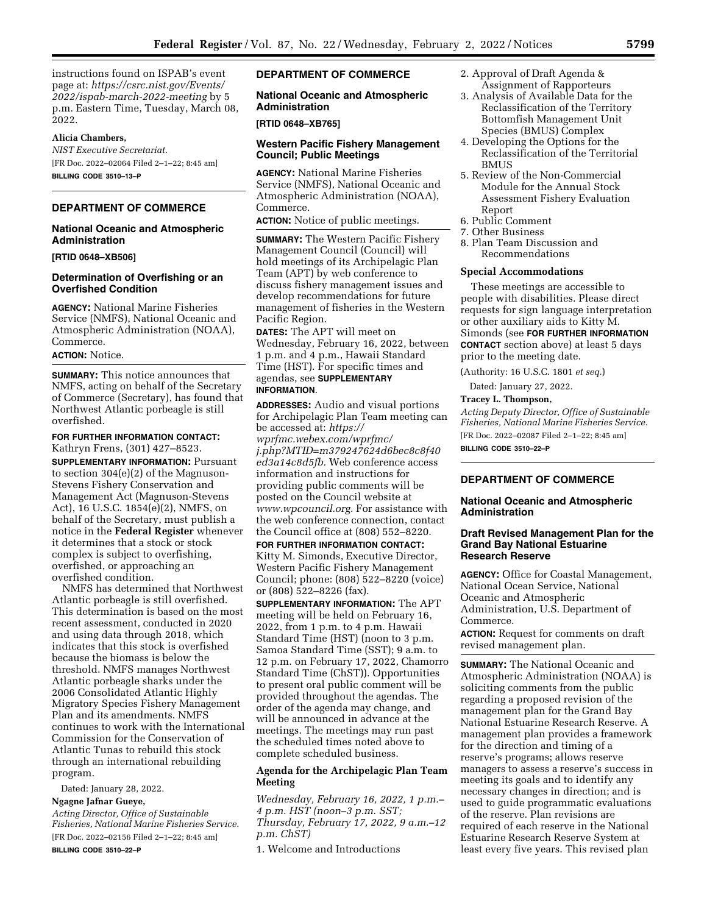instructions found on ISPAB's event page at: *https://csrc.nist.gov/Events/2022/ispab-march-2022-meeting* by 5 p.m. Eastern Time, Tuesday, March 08, 2022.

**Alicia Chambers,**

*NIST Executive Secretariat.*

[FR Doc. 2022–02064 Filed 2–1–22; 8:45 am]

**BILLING CODE 3510–13–P**

## DEPARTMENT OF COMMERCE

### National Oceanic and Atmospheric Administration

**[RTID 0648–XB506]**

### Determination of Overfishing or an Overfished Condition

**AGENCY:** National Marine Fisheries Service (NMFS), National Oceanic and Atmospheric Administration (NOAA), Commerce.

**ACTION:** Notice.

**SUMMARY:** This notice announces that NMFS, acting on behalf of the Secretary of Commerce (Secretary), has found that Northwest Atlantic porbeagle is still overfished.

**FOR FURTHER INFORMATION CONTACT:** Kathryn Frens, (301) 427–8523.

**SUPPLEMENTARY INFORMATION:** Pursuant to section 304(e)(2) of the Magnuson-Stevens Fishery Conservation and Management Act (Magnuson-Stevens Act), 16 U.S.C. 1854(e)(2), NMFS, on behalf of the Secretary, must publish a notice in the **Federal Register** whenever it determines that a stock or stock complex is subject to overfishing, overfished, or approaching an overfished condition.

NMFS has determined that Northwest Atlantic porbeagle is still overfished. This determination is based on the most recent assessment, conducted in 2020 and using data through 2018, which indicates that this stock is overfished because the biomass is below the threshold. NMFS manages Northwest Atlantic porbeagle sharks under the 2006 Consolidated Atlantic Highly Migratory Species Fishery Management Plan and its amendments. NMFS continues to work with the International Commission for the Conservation of Atlantic Tunas to rebuild this stock through an international rebuilding program.

Dated: January 28, 2022.

**Ngagne Jafnar Gueye,**

*Acting Director, Office of Sustainable Fisheries, National Marine Fisheries Service.*

[FR Doc. 2022–02156 Filed 2–1–22; 8:45 am]

**BILLING CODE 3510–22–P**

## DEPARTMENT OF COMMERCE

### National Oceanic and Atmospheric Administration

**[RTID 0648–XB765]**

### Western Pacific Fishery Management Council; Public Meetings

**AGENCY:** National Marine Fisheries Service (NMFS), National Oceanic and Atmospheric Administration (NOAA), Commerce.

**ACTION:** Notice of public meetings.

**SUMMARY:** The Western Pacific Fishery Management Council (Council) will hold meetings of its Archipelagic Plan Team (APT) by web conference to discuss fishery management issues and develop recommendations for future management of fisheries in the Western Pacific Region.

**DATES:** The APT will meet on Wednesday, February 16, 2022, between 1 p.m. and 4 p.m., Hawaii Standard Time (HST). For specific times and agendas, see **SUPPLEMENTARY INFORMATION**.

**ADDRESSES:** Audio and visual portions for Archipelagic Plan Team meeting can be accessed at: *https://wprfmc.webex.com/wprfmc/j.php?MTID=m379247624d6bec8c8f40ed3a14c8d5fb.* Web conference access information and instructions for providing public comments will be posted on the Council website at *www.wpcouncil.org.* For assistance with the web conference connection, contact the Council office at (808) 552–8220.

**FOR FURTHER INFORMATION CONTACT:** Kitty M. Simonds, Executive Director, Western Pacific Fishery Management Council; phone: (808) 522–8220 (voice) or (808) 522–8226 (fax).

**SUPPLEMENTARY INFORMATION:** The APT meeting will be held on February 16, 2022, from 1 p.m. to 4 p.m. Hawaii Standard Time (HST) (noon to 3 p.m. Samoa Standard Time (SST); 9 a.m. to 12 p.m. on February 17, 2022, Chamorro Standard Time (ChST)). Opportunities to present oral public comment will be provided throughout the agendas. The order of the agenda may change, and will be announced in advance at the meetings. The meetings may run past the scheduled times noted above to complete scheduled business.

#### Agenda for the Archipelagic Plan Team Meeting

*Wednesday, February 16, 2022, 1 p.m.–4 p.m. HST (noon–3 p.m. SST; Thursday, February 17, 2022, 9 a.m.–12 p.m. ChST)*

1. Welcome and Introductions
2. Approval of Draft Agenda & Assignment of Rapporteurs
3. Analysis of Available Data for the Reclassification of the Territory Bottomfish Management Unit Species (BMUS) Complex
4. Developing the Options for the Reclassification of the Territorial BMUS
5. Review of the Non-Commercial Module for the Annual Stock Assessment Fishery Evaluation Report
6. Public Comment
7. Other Business
8. Plan Team Discussion and Recommendations

#### Special Accommodations

These meetings are accessible to people with disabilities. Please direct requests for sign language interpretation or other auxiliary aids to Kitty M. Simonds (see **FOR FURTHER INFORMATION CONTACT** section above) at least 5 days prior to the meeting date.

(Authority: 16 U.S.C. 1801 *et seq.*)

Dated: January 27, 2022.

**Tracey L. Thompson,**

*Acting Deputy Director, Office of Sustainable Fisheries, National Marine Fisheries Service.*

[FR Doc. 2022–02087 Filed 2–1–22; 8:45 am]

**BILLING CODE 3510–22–P**

## DEPARTMENT OF COMMERCE

### National Oceanic and Atmospheric Administration

### Draft Revised Management Plan for the Grand Bay National Estuarine Research Reserve

**AGENCY:** Office for Coastal Management, National Ocean Service, National Oceanic and Atmospheric Administration, U.S. Department of Commerce.

**ACTION:** Request for comments on draft revised management plan.

**SUMMARY:** The National Oceanic and Atmospheric Administration (NOAA) is soliciting comments from the public regarding a proposed revision of the management plan for the Grand Bay National Estuarine Research Reserve. A management plan provides a framework for the direction and timing of a reserve's programs; allows reserve managers to assess a reserve's success in meeting its goals and to identify any necessary changes in direction; and is used to guide programmatic evaluations of the reserve. Plan revisions are required of each reserve in the National Estuarine Research Reserve System at least every five years. This revised plan